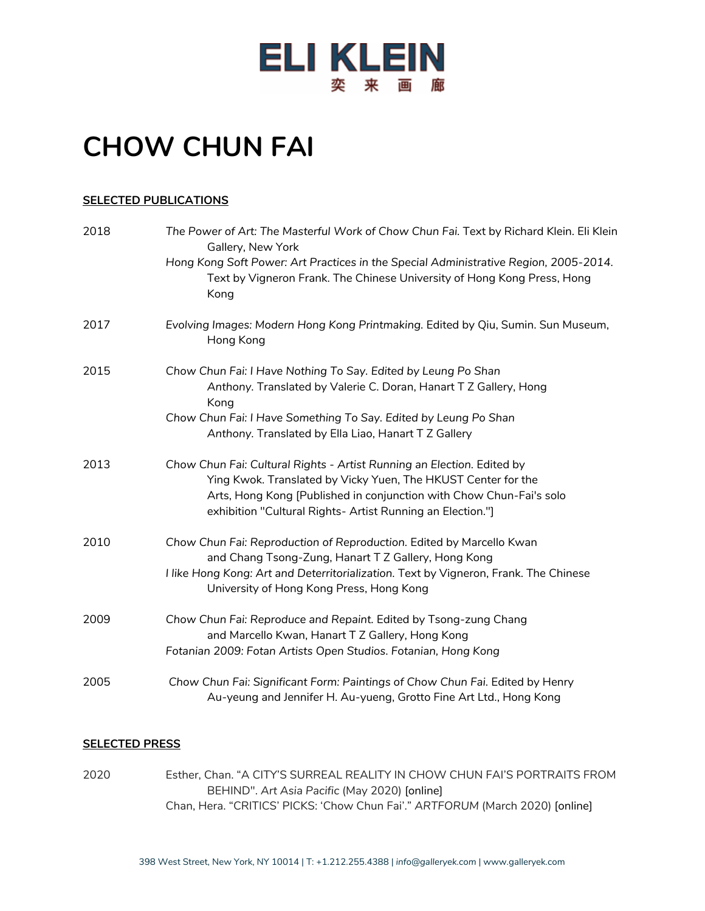ELI KLEIN
奕来画廊

# CHOW CHUN FAI

## SELECTED PUBLICATIONS

2018
*The Power of Art: The Masterful Work of Chow Chun Fai.* Text by Richard Klein. Eli Klein Gallery, New York
*Hong Kong Soft Power: Art Practices in the Special Administrative Region, 2005-2014.* Text by Vigneron Frank. The Chinese University of Hong Kong Press, Hong Kong

2017
*Evolving Images: Modern Hong Kong Printmaking.* Edited by Qiu, Sumin. Sun Museum, Hong Kong

2015
*Chow Chun Fai: I Have Nothing To Say. Edited by Leung Po Shan Anthony*. Translated by Valerie C. Doran, Hanart T Z Gallery, Hong Kong
*Chow Chun Fai: I Have Something To Say. Edited by Leung Po Shan Anthony*. Translated by Ella Liao, Hanart T Z Gallery

2013
*Chow Chun Fai: Cultural Rights - Artist Running an Election.* Edited by Ying Kwok. Translated by Vicky Yuen, The HKUST Center for the Arts, Hong Kong [Published in conjunction with Chow Chun-Fai's solo exhibition "Cultural Rights- Artist Running an Election."]

2010
*Chow Chun Fai: Reproduction of Reproduction.* Edited by Marcello Kwan and Chang Tsong-Zung, Hanart T Z Gallery, Hong Kong
*I like Hong Kong: Art and Deterritorialization.* Text by Vigneron, Frank. The Chinese University of Hong Kong Press, Hong Kong

2009
*Chow Chun Fai: Reproduce and Repaint.* Edited by Tsong-zung Chang and Marcello Kwan, Hanart T Z Gallery, Hong Kong
*Fotanian 2009: Fotan Artists Open Studios. Fotanian, Hong Kong*

2005
*Chow Chun Fai: Significant Form: Paintings of Chow Chun Fai.* Edited by Henry Au-yeung and Jennifer H. Au-yueng, Grotto Fine Art Ltd., Hong Kong

## SELECTED PRESS

2020
Esther, Chan. "A CITY'S SURREAL REALITY IN CHOW CHUN FAI'S PORTRAITS FROM BEHIND". *Art Asia Pacific* (May 2020) [online]
Chan, Hera. "CRITICS' PICKS: 'Chow Chun Fai'." *ARTFORUM* (March 2020) [online]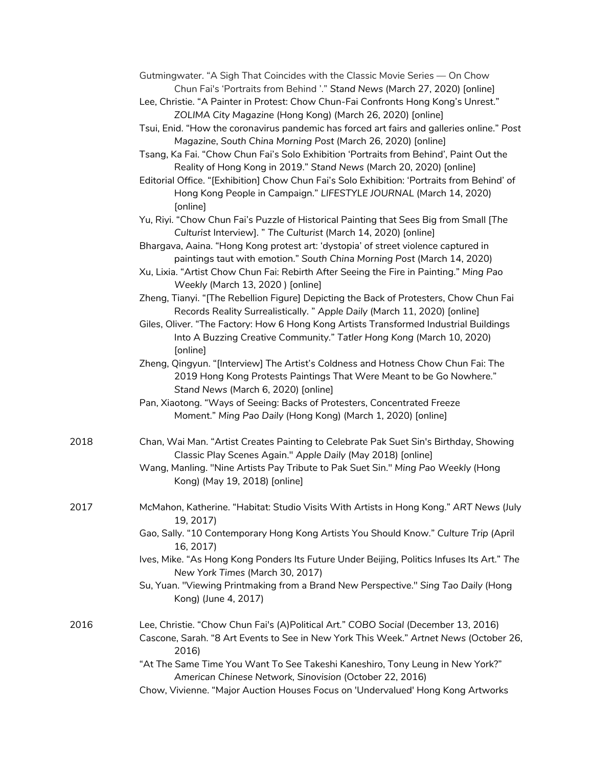Gutmingwater. “A Sigh That Coincides with the Classic Movie Series — On Chow Chun Fai's ‘Portraits from Behind ’.” *Stand News* (March 27, 2020) [online]

Lee, Christie. “A Painter in Protest: Chow Chun-Fai Confronts Hong Kong’s Unrest.” *ZOLIMA City Magazine* (Hong Kong) (March 26, 2020) [online]

Tsui, Enid. “How the coronavirus pandemic has forced art fairs and galleries online.” *Post Magazine*, *South China Morning Post* (March 26, 2020) [online]

Tsang, Ka Fai. “Chow Chun Fai’s Solo Exhibition ‘Portraits from Behind’, Paint Out the Reality of Hong Kong in 2019.” *Stand News* (March 20, 2020) [online]

Editorial Office. “[Exhibition] Chow Chun Fai’s Solo Exhibition: ‘Portraits from Behind’ of Hong Kong People in Campaign.” *LIFESTYLE JOURNAL* (March 14, 2020) [online]

Yu, Riyi. “Chow Chun Fai’s Puzzle of Historical Painting that Sees Big from Small [*The Culturist* Interview]. ” *The Culturist* (March 14, 2020) [online]

Bhargava, Aaina. “Hong Kong protest art: ‘dystopia’ of street violence captured in paintings taut with emotion.” *South China Morning Post* (March 14, 2020)

Xu, Lixia. “Artist Chow Chun Fai: Rebirth After Seeing the Fire in Painting.” *Ming Pao Weekly* (March 13, 2020 ) [online]

Zheng, Tianyi. “[The Rebellion Figure] Depicting the Back of Protesters, Chow Chun Fai Records Reality Surrealistically. ” *Apple Daily* (March 11, 2020) [online]

Giles, Oliver. “The Factory: How 6 Hong Kong Artists Transformed Industrial Buildings Into A Buzzing Creative Community.” *Tatler Hong Kong* (March 10, 2020) [online]

Zheng, Qingyun. “[Interview] The Artist’s Coldness and Hotness Chow Chun Fai: The 2019 Hong Kong Protests Paintings That Were Meant to be Go Nowhere.” *Stand News* (March 6, 2020) [online]

Pan, Xiaotong. “Ways of Seeing: Backs of Protesters, Concentrated Freeze Moment.” *Ming Pao Daily* (Hong Kong) (March 1, 2020) [online]

2018

Chan, Wai Man. “Artist Creates Painting to Celebrate Pak Suet Sin's Birthday, Showing Classic Play Scenes Again." *Apple Daily* (May 2018) [online]

Wang, Manling. "Nine Artists Pay Tribute to Pak Suet Sin." *Ming Pao Weekly* (Hong Kong) (May 19, 2018) [online]

2017

McMahon, Katherine. “Habitat: Studio Visits With Artists in Hong Kong.” *ART News* (July 19, 2017)

Gao, Sally. “10 Contemporary Hong Kong Artists You Should Know.” *Culture Trip* (April 16, 2017)

Ives, Mike. “As Hong Kong Ponders Its Future Under Beijing, Politics Infuses Its Art.” *The New York Times* (March 30, 2017)

Su, Yuan. "Viewing Printmaking from a Brand New Perspective." *Sing Tao Daily* (Hong Kong) (June 4, 2017)

2016

Lee, Christie. “Chow Chun Fai's (A)Political Art.” *COBO Social* (December 13, 2016)

Cascone, Sarah. “8 Art Events to See in New York This Week.” *Artnet News* (October 26, 2016)

“At The Same Time You Want To See Takeshi Kaneshiro, Tony Leung in New York?” *American Chinese Network*, *Sinovision* (October 22, 2016)

Chow, Vivienne. “Major Auction Houses Focus on 'Undervalued' Hong Kong Artworks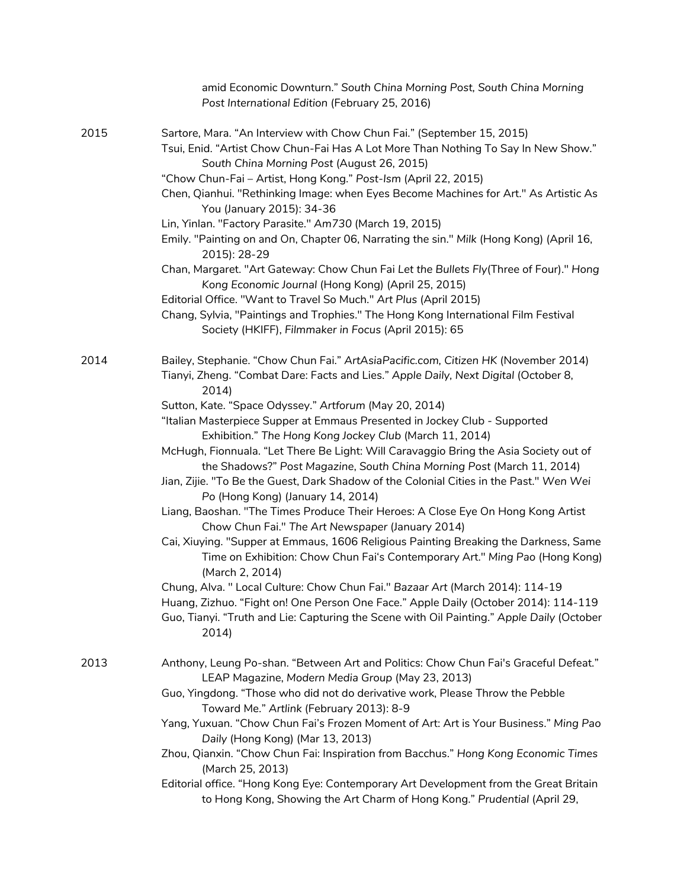amid Economic Downturn." *South China Morning Post, South China Morning Post International Edition* (February 25, 2016)

**2015**

Sartore, Mara. "An Interview with Chow Chun Fai." (September 15, 2015)

Tsui, Enid. "Artist Chow Chun-Fai Has A Lot More Than Nothing To Say In New Show." *South China Morning Post* (August 26, 2015)

"Chow Chun-Fai – Artist, Hong Kong." *Post-Ism* (April 22, 2015)

Chen, Qianhui. "Rethinking Image: when Eyes Become Machines for Art." As Artistic As You (January 2015): 34-36

Lin, Yinlan. "Factory Parasite." *Am730* (March 19, 2015)

Emily. "Painting on and On, Chapter 06, Narrating the sin." *Milk* (Hong Kong) (April 16, 2015): 28-29

Chan, Margaret. "Art Gateway: Chow Chun Fai *Let the Bullets Fly*(Three of Four)." *Hong Kong Economic Journal* (Hong Kong) (April 25, 2015)

Editorial Office. "Want to Travel So Much." *Art Plus* (April 2015)

Chang, Sylvia, "Paintings and Trophies." The Hong Kong International Film Festival Society (HKIFF), *Filmmaker in Focus* (April 2015): 65

**2014**

Bailey, Stephanie. "Chow Chun Fai." *ArtAsiaPacific.com, Citizen HK* (November 2014)

Tianyi, Zheng. "Combat Dare: Facts and Lies." *Apple Daily, Next Digital* (October 8, 2014)

Sutton, Kate. "Space Odyssey." *Artforum* (May 20, 2014)

"Italian Masterpiece Supper at Emmaus Presented in Jockey Club - Supported Exhibition." *The Hong Kong Jockey Club* (March 11, 2014)

McHugh, Fionnuala. "Let There Be Light: Will Caravaggio Bring the Asia Society out of the Shadows?" *Post Magazine, South China Morning Post* (March 11, 2014)

Jian, Zijie. "To Be the Guest, Dark Shadow of the Colonial Cities in the Past." *Wen Wei Po* (Hong Kong) (January 14, 2014)

Liang, Baoshan. "The Times Produce Their Heroes: A Close Eye On Hong Kong Artist Chow Chun Fai." *The Art Newspaper* (January 2014)

Cai, Xiuying. "Supper at Emmaus, 1606 Religious Painting Breaking the Darkness, Same Time on Exhibition: Chow Chun Fai's Contemporary Art." *Ming Pao* (Hong Kong) (March 2, 2014)

Chung, Alva. " Local Culture: Chow Chun Fai." *Bazaar Art* (March 2014): 114-19

Huang, Zizhuo. "Fight on! One Person One Face." Apple Daily (October 2014): 114-119

Guo, Tianyi. "Truth and Lie: Capturing the Scene with Oil Painting." *Apple Daily* (October 2014)

**2013**

Anthony, Leung Po-shan. "Between Art and Politics: Chow Chun Fai's Graceful Defeat." LEAP Magazine, *Modern Media Group* (May 23, 2013)

Guo, Yingdong. "Those who did not do derivative work, Please Throw the Pebble Toward Me." *Artlink* (February 2013): 8-9

Yang, Yuxuan. "Chow Chun Fai's Frozen Moment of Art: Art is Your Business." *Ming Pao Daily* (Hong Kong) (Mar 13, 2013)

Zhou, Qianxin. "Chow Chun Fai: Inspiration from Bacchus." *Hong Kong Economic Times* (March 25, 2013)

Editorial office. "Hong Kong Eye: Contemporary Art Development from the Great Britain to Hong Kong, Showing the Art Charm of Hong Kong." *Prudential* (April 29,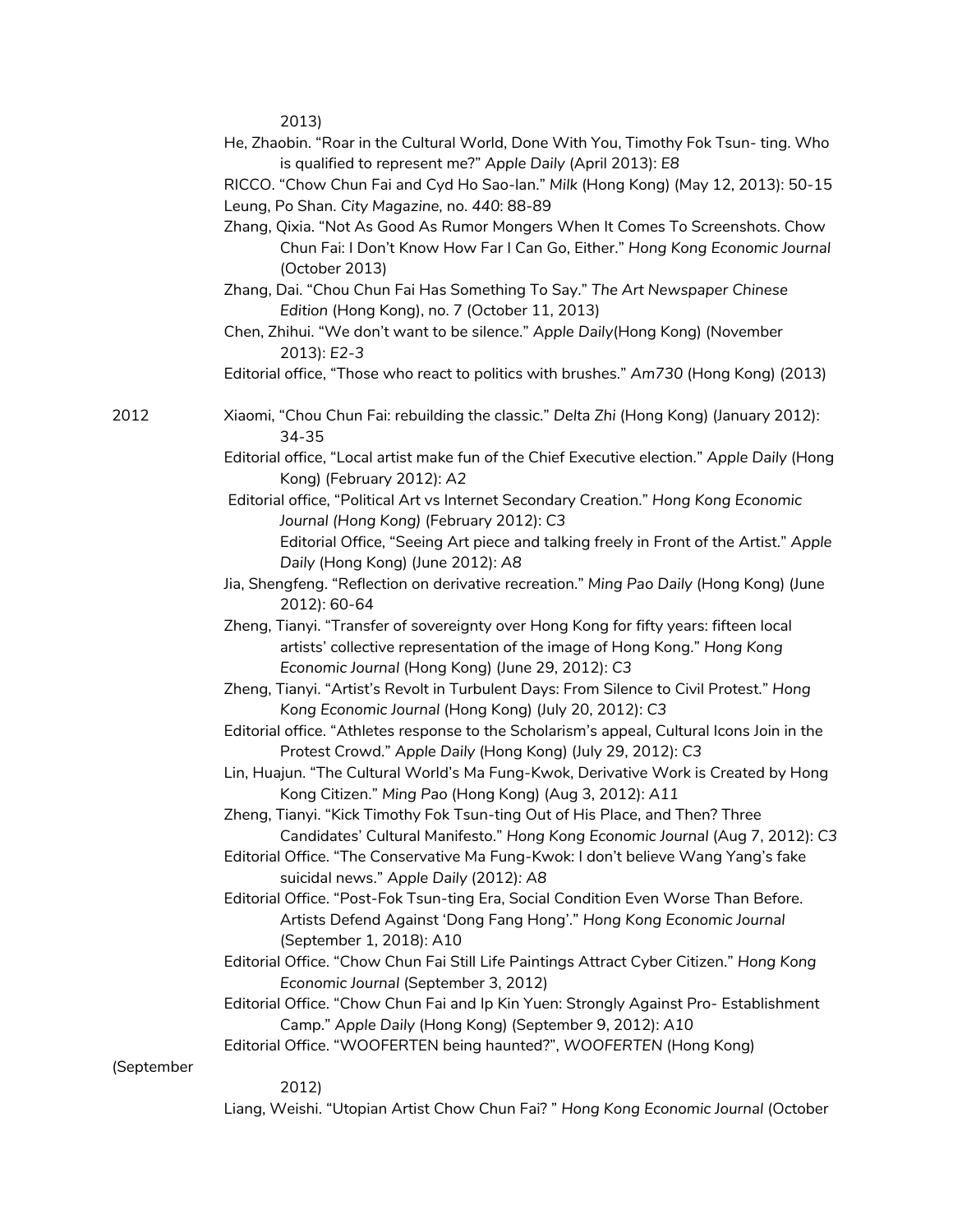2013)

He, Zhaobin. "Roar in the Cultural World, Done With You, Timothy Fok Tsun- ting. Who is qualified to represent me?" *Apple Daily* (April 2013): *E8*

RICCO. "Chow Chun Fai and Cyd Ho Sao-lan." *Milk* (Hong Kong) (May 12, 2013): 50-15

Leung, Po Shan. *City Magazine*, no. *440*: 88-89

Zhang, Qixia. "Not As Good As Rumor Mongers When It Comes To Screenshots. Chow Chun Fai: I Don't Know How Far I Can Go, Either." *Hong Kong Economic Journal* (October 2013)

Zhang, Dai. "Chou Chun Fai Has Something To Say." *The Art Newspaper Chinese Edition* (Hong Kong), no. 7 (October 11, 2013)

Chen, Zhihui. "We don't want to be silence." *Apple Daily*(Hong Kong) (November 2013): *E2-3*

Editorial office, "Those who react to politics with brushes." *Am730* (Hong Kong) (2013)

2012

Xiaomi, "Chou Chun Fai: rebuilding the classic." *Delta Zhi* (Hong Kong) (January 2012): 34-35

Editorial office, "Local artist make fun of the Chief Executive election." *Apple Daily* (Hong Kong) (February 2012): *A2*

Editorial office, "Political Art vs Internet Secondary Creation." *Hong Kong Economic Journal (Hong Kong)* (February 2012): *C3*

Editorial Office, "Seeing Art piece and talking freely in Front of the Artist." *Apple Daily* (Hong Kong) (June 2012): *A8*

Jia, Shengfeng. "Reflection on derivative recreation." *Ming Pao Daily* (Hong Kong) (June 2012): 60-64

Zheng, Tianyi. "Transfer of sovereignty over Hong Kong for fifty years: fifteen local artists' collective representation of the image of Hong Kong." *Hong Kong Economic Journal* (Hong Kong) (June 29, 2012): *C3*

Zheng, Tianyi. "Artist's Revolt in Turbulent Days: From Silence to Civil Protest." *Hong Kong Economic Journal* (Hong Kong) (July 20, 2012): *C3*

Editorial office. "Athletes response to the Scholarism's appeal, Cultural Icons Join in the Protest Crowd." *Apple Daily* (Hong Kong) (July 29, 2012): *C3*

Lin, Huajun. "The Cultural World's Ma Fung-Kwok, Derivative Work is Created by Hong Kong Citizen." *Ming Pao* (Hong Kong) (Aug 3, 2012): *A11*

Zheng, Tianyi. "Kick Timothy Fok Tsun-ting Out of His Place, and Then? Three Candidates' Cultural Manifesto." *Hong Kong Economic Journal* (Aug 7, 2012): *C3*

Editorial Office. "The Conservative Ma Fung-Kwok: I don't believe Wang Yang's fake suicidal news." *Apple Daily* (2012): *A8*

Editorial Office. "Post-Fok Tsun-ting Era, Social Condition Even Worse Than Before. Artists Defend Against 'Dong Fang Hong'." *Hong Kong Economic Journal* (September 1, 2018): A10

Editorial Office. "Chow Chun Fai Still Life Paintings Attract Cyber Citizen." *Hong Kong Economic Journal* (September 3, 2012)

Editorial Office. "Chow Chun Fai and Ip Kin Yuen: Strongly Against Pro- Establishment Camp." *Apple Daily* (Hong Kong) (September 9, 2012): *A10*

Editorial Office. "WOOFERTEN being haunted?", *WOOFERTEN* (Hong Kong) (September 2012)

Liang, Weishi. "Utopian Artist Chow Chun Fai? " *Hong Kong Economic Journal* (October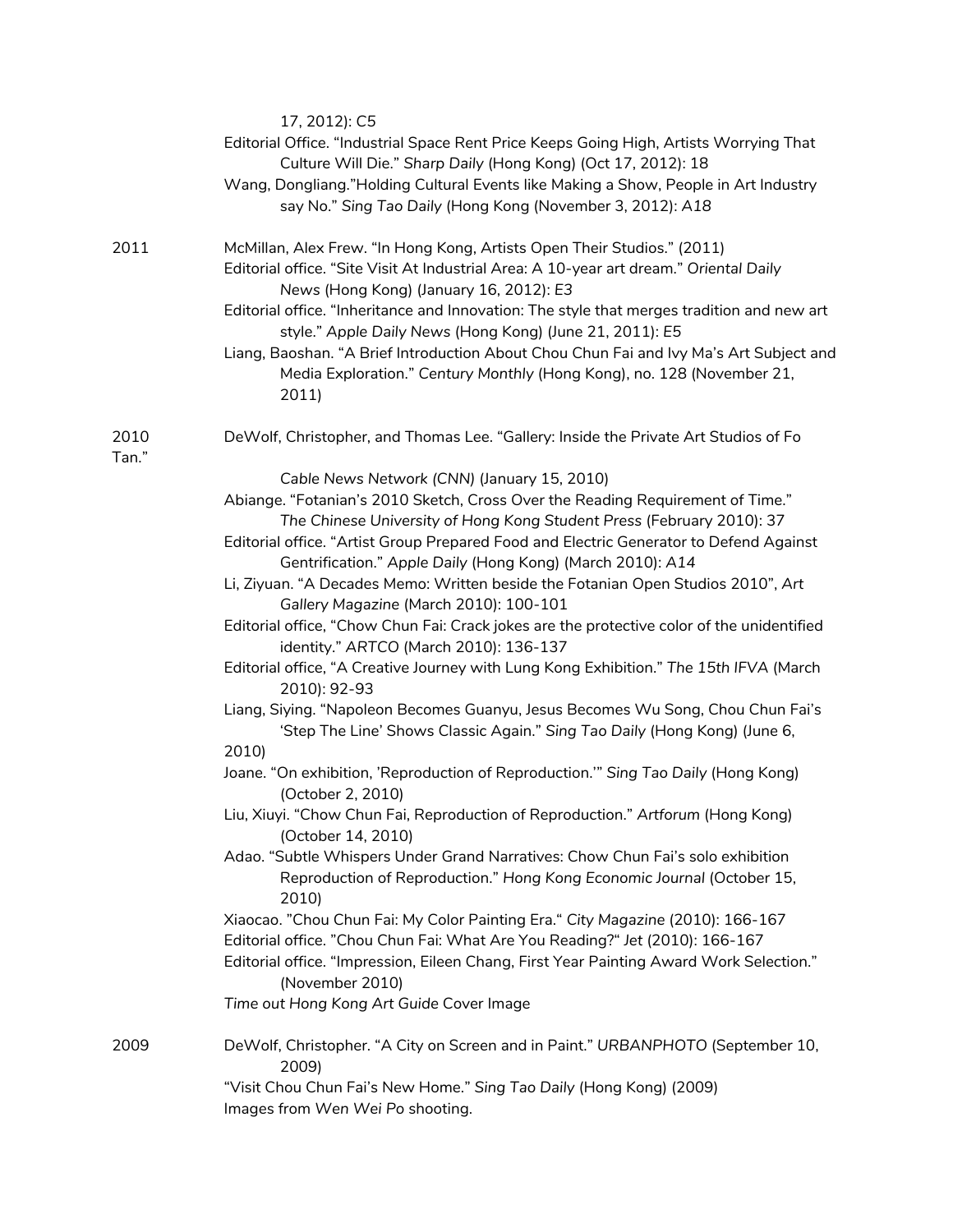17, 2012): C5

Editorial Office. "Industrial Space Rent Price Keeps Going High, Artists Worrying That Culture Will Die." *Sharp Daily* (Hong Kong) (Oct 17, 2012): 18

Wang, Dongliang."Holding Cultural Events like Making a Show, People in Art Industry say No." *Sing Tao Daily* (Hong Kong (November 3, 2012): *A18*

**2011**

McMillan, Alex Frew. "In Hong Kong, Artists Open Their Studios." (2011)

Editorial office. "Site Visit At Industrial Area: A 10-year art dream." *Oriental Daily News* (Hong Kong) (January 16, 2012): *E3*

Editorial office. "Inheritance and Innovation: The style that merges tradition and new art style." *Apple Daily News* (Hong Kong) (June 21, 2011): *E5*

Liang, Baoshan. "A Brief Introduction About Chou Chun Fai and Ivy Ma's Art Subject and Media Exploration." *Century Monthly* (Hong Kong), no. 128 (November 21, 2011)

**2010**

DeWolf, Christopher, and Thomas Lee. "Gallery: Inside the Private Art Studios of Fo Tan." *Cable News Network (CNN)* (January 15, 2010)

Abiange. "Fotanian's 2010 Sketch, Cross Over the Reading Requirement of Time." *The Chinese University of Hong Kong Student Press* (February 2010): 37

Editorial office. "Artist Group Prepared Food and Electric Generator to Defend Against Gentrification." *Apple Daily* (Hong Kong) (March 2010): *A14*

Li, Ziyuan. "A Decades Memo: Written beside the Fotanian Open Studios 2010", *Art Gallery Magazine* (March 2010): 100-101

Editorial office, "Chow Chun Fai: Crack jokes are the protective color of the unidentified identity." *ARTCO* (March 2010): 136-137

Editorial office, "A Creative Journey with Lung Kong Exhibition." *The 15th IFVA* (March 2010): 92-93

Liang, Siying. "Napoleon Becomes Guanyu, Jesus Becomes Wu Song, Chou Chun Fai's 'Step The Line' Shows Classic Again." *Sing Tao Daily* (Hong Kong) (June 6, 2010)

Joane. "On exhibition, 'Reproduction of Reproduction.'" *Sing Tao Daily* (Hong Kong) (October 2, 2010)

Liu, Xiuyi. "Chow Chun Fai, Reproduction of Reproduction." *Artforum* (Hong Kong) (October 14, 2010)

Adao. "Subtle Whispers Under Grand Narratives: Chow Chun Fai's solo exhibition Reproduction of Reproduction." *Hong Kong Economic Journal* (October 15, 2010)

Xiaocao. "Chou Chun Fai: My Color Painting Era." *City Magazine* (2010): 166-167

Editorial office. "Chou Chun Fai: What Are You Reading?" *Jet* (2010): 166-167

Editorial office. "Impression, Eileen Chang, First Year Painting Award Work Selection." (November 2010)

*Time out Hong Kong Art Guide* Cover Image

**2009**

DeWolf, Christopher. "A City on Screen and in Paint." *URBANPHOTO* (September 10, 2009)

"Visit Chou Chun Fai's New Home." *Sing Tao Daily* (Hong Kong) (2009)

Images from *Wen Wei Po* shooting.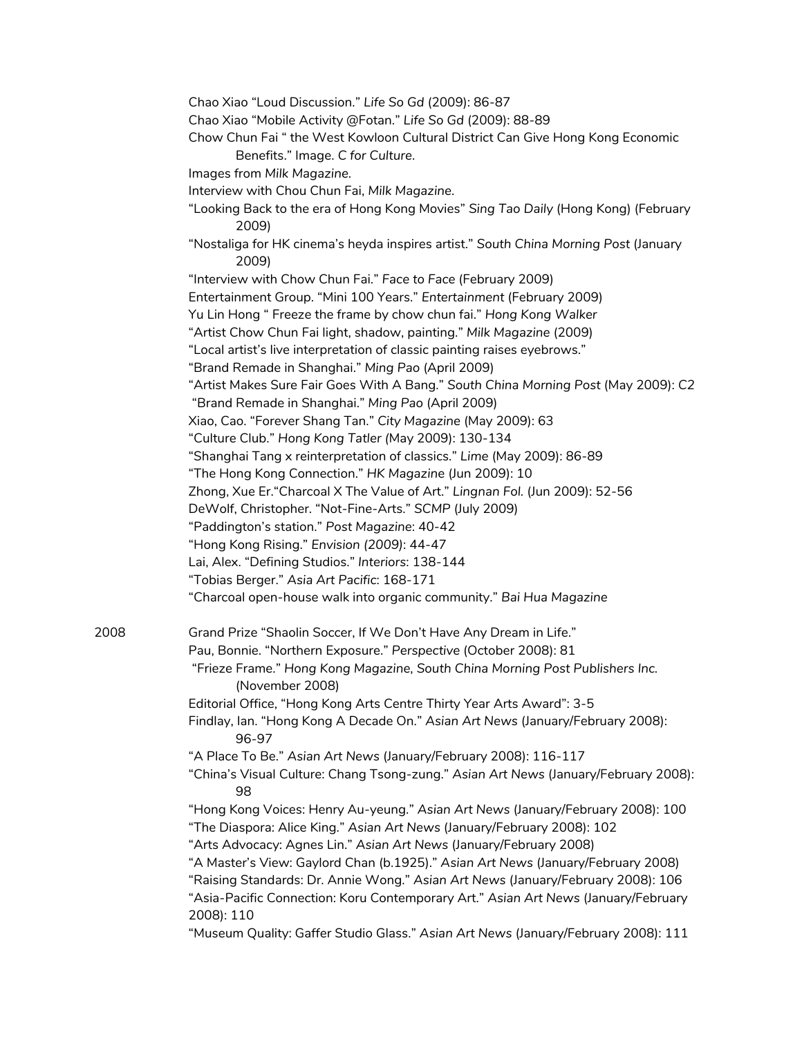Chao Xiao "Loud Discussion." *Life So Gd* (2009): 86-87
Chao Xiao "Mobile Activity @Fotan." *Life So Gd* (2009): 88-89
Chow Chun Fai " the West Kowloon Cultural District Can Give Hong Kong Economic Benefits." Image. *C for Culture.*
Images from *Milk Magazine.*
Interview with Chou Chun Fai, *Milk Magazine.*
"Looking Back to the era of Hong Kong Movies" *Sing Tao Daily* (Hong Kong) (February 2009)
"Nostaliga for HK cinema's heyda inspires artist." *South China Morning Post* (January 2009)
"Interview with Chow Chun Fai." *Face to Face* (February 2009)
Entertainment Group. "Mini 100 Years." *Entertainment* (February 2009)
Yu Lin Hong " Freeze the frame by chow chun fai." *Hong Kong Walker*
"Artist Chow Chun Fai light, shadow, painting." *Milk Magazine* (2009)
"Local artist's live interpretation of classic painting raises eyebrows."
"Brand Remade in Shanghai." *Ming Pao* (April 2009)
"Artist Makes Sure Fair Goes With A Bang." *South China Morning Post* (May 2009): C2
"Brand Remade in Shanghai." *Ming Pao* (April 2009)
Xiao, Cao. "Forever Shang Tan." *City Magazine* (May 2009): 63
"Culture Club." *Hong Kong Tatler* (May 2009): 130-134
"Shanghai Tang x reinterpretation of classics." *Lime* (May 2009): 86-89
"The Hong Kong Connection." *HK Magazine* (Jun 2009): 10
Zhong, Xue Er."Charcoal X The Value of Art." *Lingnan Fol.* (Jun 2009): 52-56
DeWolf, Christopher. "Not-Fine-Arts." *SCMP* (July 2009)
"Paddington's station." *Post Magazine*: 40-42
"Hong Kong Rising." *Envision (2009)*: 44-47
Lai, Alex. "Defining Studios." *Interiors*: 138-144
"Tobias Berger." *Asia Art Pacific*: 168-171
"Charcoal open-house walk into organic community." *Bai Hua Magazine*

2008

Grand Prize "Shaolin Soccer, If We Don't Have Any Dream in Life."
Pau, Bonnie. "Northern Exposure." *Perspective* (October 2008): 81
"Frieze Frame." *Hong Kong Magazine, South China Morning Post Publishers Inc.* (November 2008)
Editorial Office, "Hong Kong Arts Centre Thirty Year Arts Award": 3-5
Findlay, Ian. "Hong Kong A Decade On." *Asian Art News* (January/February 2008): 96-97
"A Place To Be." *Asian Art News* (January/February 2008): 116-117
"China's Visual Culture: Chang Tsong-zung." *Asian Art News* (January/February 2008): 98
"Hong Kong Voices: Henry Au-yeung." *Asian Art News* (January/February 2008): 100
"The Diaspora: Alice King." *Asian Art News* (January/February 2008): 102
"Arts Advocacy: Agnes Lin." *Asian Art News* (January/February 2008)
"A Master's View: Gaylord Chan (b.1925)." *Asian Art News* (January/February 2008)
"Raising Standards: Dr. Annie Wong." *Asian Art News* (January/February 2008): 106
"Asia-Pacific Connection: Koru Contemporary Art." *Asian Art News* (January/February 2008): 110
"Museum Quality: Gaffer Studio Glass." *Asian Art News* (January/February 2008): 111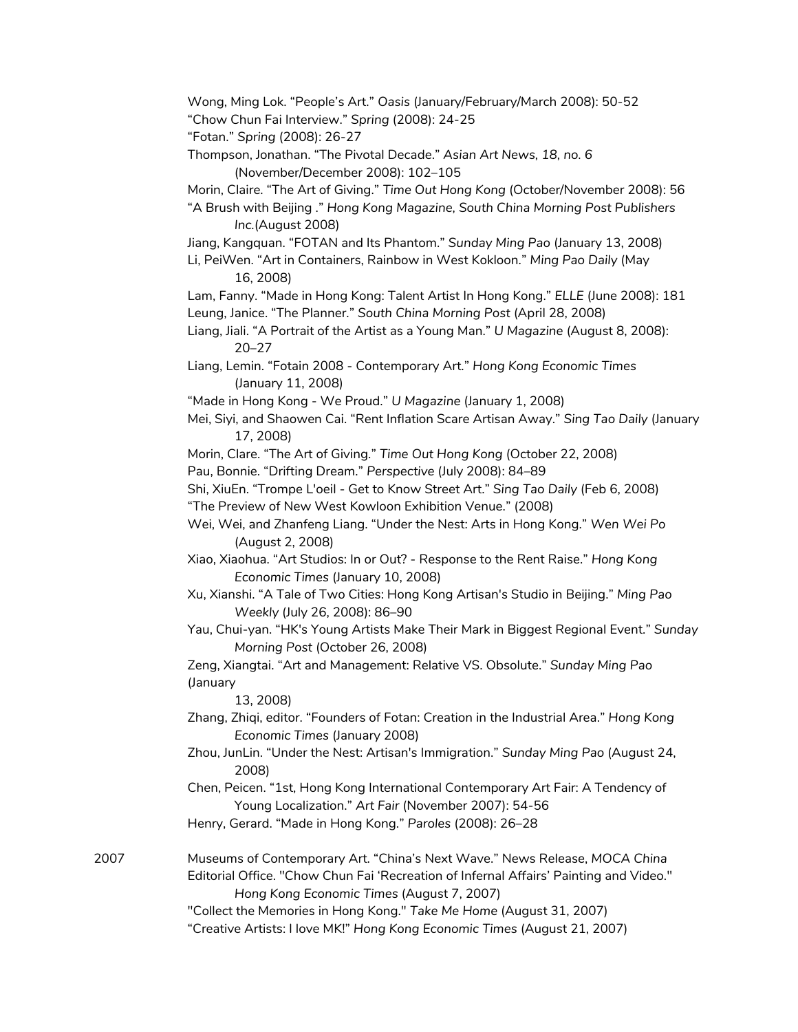Wong, Ming Lok. “People’s Art.” *Oasis* (January/February/March 2008): 50-52

“Chow Chun Fai Interview.” *Spring* (2008): 24-25

“Fotan.” *Spring* (2008): 26-27

Thompson, Jonathan. “The Pivotal Decade.” *Asian Art News, 18, no. 6* (November/December 2008): 102–105

Morin, Claire. “The Art of Giving.” *Time Out Hong Kong* (October/November 2008): 56

“A Brush with Beijing .” *Hong Kong Magazine, South China Morning Post Publishers Inc.*(August 2008)

Jiang, Kangquan. “FOTAN and Its Phantom.” *Sunday Ming Pao* (January 13, 2008)

Li, PeiWen. “Art in Containers, Rainbow in West Kokloon.” *Ming Pao Daily* (May 16, 2008)

Lam, Fanny. “Made in Hong Kong: Talent Artist In Hong Kong.” *ELLE* (June 2008): 181

Leung, Janice. “The Planner.” *South China Morning Post* (April 28, 2008)

Liang, Jiali. “A Portrait of the Artist as a Young Man.” *U Magazine* (August 8, 2008): 20–27

Liang, Lemin. “Fotain 2008 - Contemporary Art.” *Hong Kong Economic Times* (January 11, 2008)

“Made in Hong Kong - We Proud.” *U Magazine* (January 1, 2008)

Mei, Siyi, and Shaowen Cai. “Rent Inflation Scare Artisan Away.” *Sing Tao Daily* (January 17, 2008)

Morin, Clare. “The Art of Giving.” *Time Out Hong Kong* (October 22, 2008)

Pau, Bonnie. “Drifting Dream.” *Perspective* (July 2008): 84–89

Shi, XiuEn. “Trompe L'oeil - Get to Know Street Art.” *Sing Tao Daily* (Feb 6, 2008)

“The Preview of New West Kowloon Exhibition Venue.” (2008)

Wei, Wei, and Zhanfeng Liang. “Under the Nest: Arts in Hong Kong.” *Wen Wei Po* (August 2, 2008)

Xiao, Xiaohua. “Art Studios: In or Out? - Response to the Rent Raise.” *Hong Kong Economic Times* (January 10, 2008)

Xu, Xianshi. “A Tale of Two Cities: Hong Kong Artisan's Studio in Beijing.” *Ming Pao Weekly* (July 26, 2008): 86–90

Yau, Chui-yan. “HK's Young Artists Make Their Mark in Biggest Regional Event.” *Sunday Morning Post* (October 26, 2008)

Zeng, Xiangtai. “Art and Management: Relative VS. Obsolute.” *Sunday Ming Pao* (January 13, 2008)

Zhang, Zhiqi, editor. “Founders of Fotan: Creation in the Industrial Area.” *Hong Kong Economic Times* (January 2008)

Zhou, JunLin. “Under the Nest: Artisan's Immigration.” *Sunday Ming Pao* (August 24, 2008)

Chen, Peicen. “1st, Hong Kong International Contemporary Art Fair: A Tendency of Young Localization.” *Art Fair* (November 2007): 54-56

Henry, Gerard. “Made in Hong Kong.” *Paroles* (2008): 26–28

2007

Museums of Contemporary Art. “China’s Next Wave.” News Release, *MOCA China*

Editorial Office. "Chow Chun Fai ‘Recreation of Infernal Affairs’ Painting and Video." *Hong Kong Economic Times* (August 7, 2007)

"Collect the Memories in Hong Kong." *Take Me Home* (August 31, 2007)

“Creative Artists: I love MK!” *Hong Kong Economic Times* (August 21, 2007)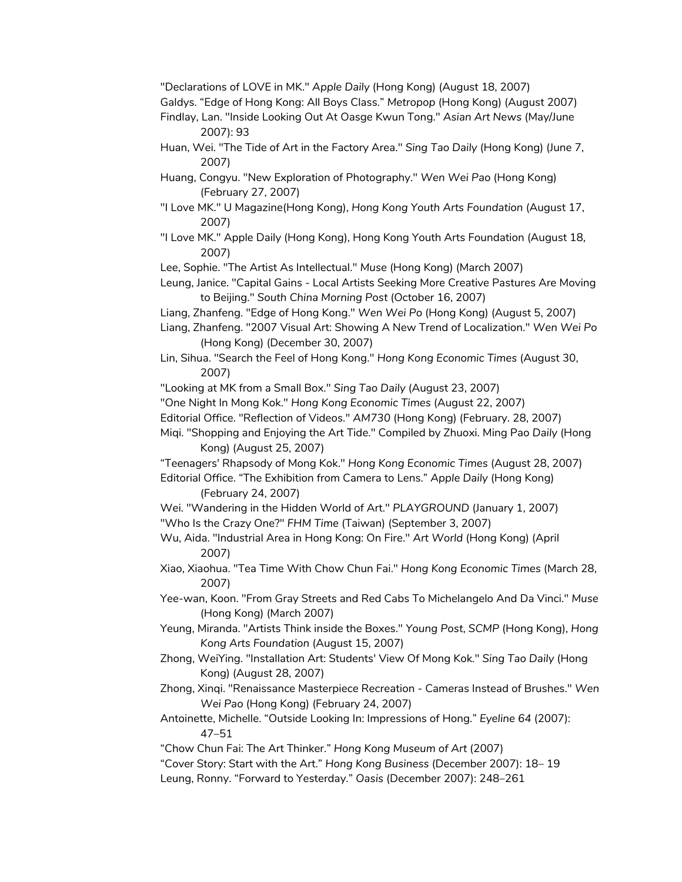"Declarations of LOVE in MK." *Apple Daily* (Hong Kong) (August 18, 2007)

Galdys. "Edge of Hong Kong: All Boys Class." *Metropop* (Hong Kong) (August 2007)

Findlay, Lan. "Inside Looking Out At Oasge Kwun Tong." *Asian Art News* (May/June 2007): 93

Huan, Wei. "The Tide of Art in the Factory Area." *Sing Tao Daily* (Hong Kong) (June 7, 2007)

Huang, Congyu. "New Exploration of Photography." *Wen Wei Pao* (Hong Kong) (February 27, 2007)

"I Love MK." U Magazine(Hong Kong), *Hong Kong Youth Arts Foundation* (August 17, 2007)

"I Love MK." Apple Daily (Hong Kong), Hong Kong Youth Arts Foundation (August 18, 2007)

Lee, Sophie. "The Artist As Intellectual." *Muse* (Hong Kong) (March 2007)

Leung, Janice. "Capital Gains - Local Artists Seeking More Creative Pastures Are Moving to Beijing." *South China Morning Post* (October 16, 2007)

Liang, Zhanfeng. "Edge of Hong Kong." *Wen Wei Po* (Hong Kong) (August 5, 2007)

Liang, Zhanfeng. "2007 Visual Art: Showing A New Trend of Localization." *Wen Wei Po* (Hong Kong) (December 30, 2007)

Lin, Sihua. "Search the Feel of Hong Kong." *Hong Kong Economic Times* (August 30, 2007)

"Looking at MK from a Small Box." *Sing Tao Daily* (August 23, 2007)

"One Night In Mong Kok." *Hong Kong Economic Times* (August 22, 2007)

Editorial Office. "Reflection of Videos." *AM730* (Hong Kong) (February. 28, 2007)

Miqi. "Shopping and Enjoying the Art Tide." Compiled by Zhuoxi. Ming Pao *Daily* (Hong Kong) (August 25, 2007)

"Teenagers' Rhapsody of Mong Kok." *Hong Kong Economic Times* (August 28, 2007)

Editorial Office. "The Exhibition from Camera to Lens." *Apple Daily* (Hong Kong) (February 24, 2007)

Wei. "Wandering in the Hidden World of Art." *PLAYGROUND* (January 1, 2007)

"Who Is the Crazy One?" *FHM Time* (Taiwan) (September 3, 2007)

Wu, Aida. "Industrial Area in Hong Kong: On Fire." *Art World* (Hong Kong) (April 2007)

Xiao, Xiaohua. "Tea Time With Chow Chun Fai." *Hong Kong Economic Times* (March 28, 2007)

Yee-wan, Koon. "From Gray Streets and Red Cabs To Michelangelo And Da Vinci." *Muse* (Hong Kong) (March 2007)

Yeung, Miranda. "Artists Think inside the Boxes." *Young Post*, *SCMP* (Hong Kong), *Hong Kong Arts Foundation* (August 15, 2007)

Zhong, WeiYing. "Installation Art: Students' View Of Mong Kok." *Sing Tao Daily* (Hong Kong) (August 28, 2007)

Zhong, Xinqi. "Renaissance Masterpiece Recreation - Cameras Instead of Brushes." *Wen Wei Pao* (Hong Kong) (February 24, 2007)

Antoinette, Michelle. "Outside Looking In: Impressions of Hong." *Eyeline 64* (2007): 47–51

"Chow Chun Fai: The Art Thinker." *Hong Kong Museum of Art* (2007)

"Cover Story: Start with the Art." *Hong Kong Business* (December 2007): 18– 19

Leung, Ronny. "Forward to Yesterday." *Oasis* (December 2007): 248–261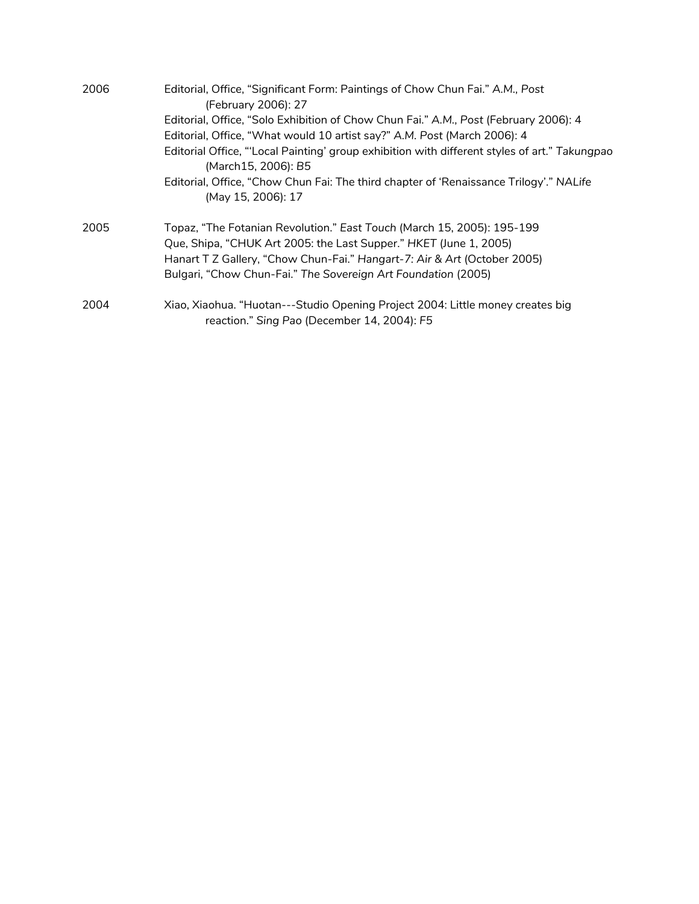2006

Editorial, Office, “Significant Form: Paintings of Chow Chun Fai.” *A.M., Post* (February 2006): 27

Editorial, Office, “Solo Exhibition of Chow Chun Fai.” *A.M., Post* (February 2006): 4

Editorial, Office, “What would 10 artist say?” *A.M. Post* (March 2006): 4

Editorial Office, “‘Local Painting’ group exhibition with different styles of art.” *Takungpao* (March15, 2006): *B5*

Editorial, Office, “Chow Chun Fai: The third chapter of ‘Renaissance Trilogy’.” *NALife* (May 15, 2006): 17

2005

Topaz, “The Fotanian Revolution.” *East Touch* (March 15, 2005): 195-199

Que, Shipa, “CHUK Art 2005: the Last Supper.” *HKET* (June 1, 2005)

Hanart T Z Gallery, “Chow Chun-Fai.” *Hangart-7: Air & Art* (October 2005)

Bulgari, “Chow Chun-Fai.” *The Sovereign Art Foundation* (2005)

2004

Xiao, Xiaohua. “Huotan---Studio Opening Project 2004: Little money creates big reaction.” *Sing Pao* (December 14, 2004): *F5*